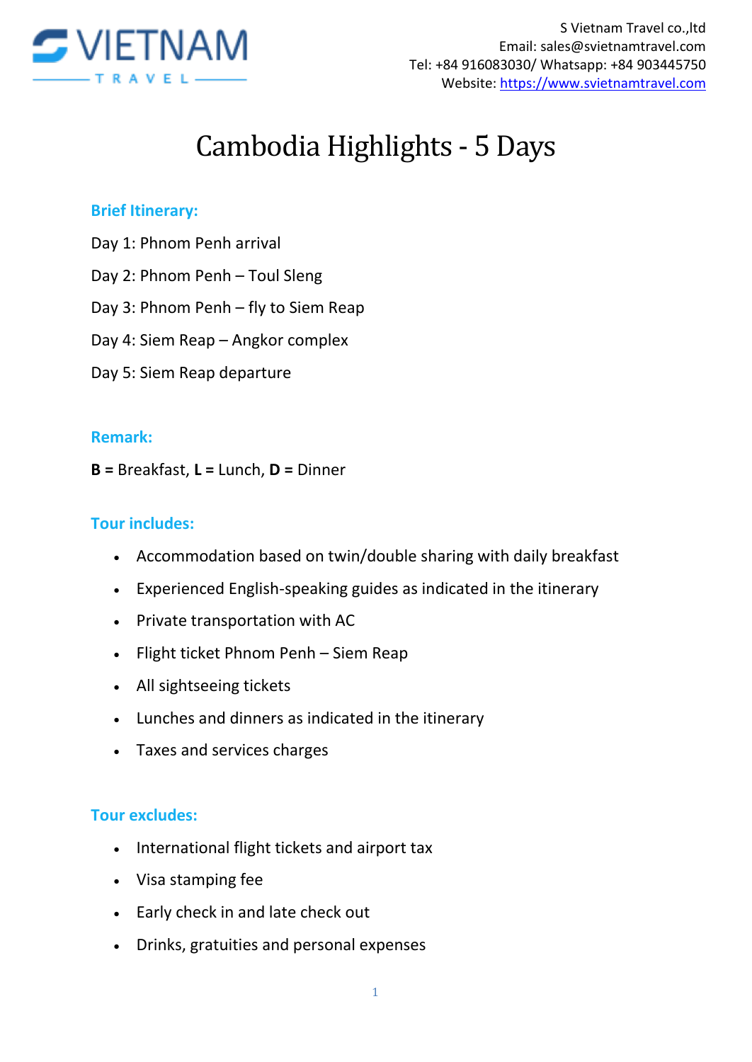S Vietnam Travel co.,ltd
Email: sales@svietnamtravel.com
Tel: +84 916083030/ Whatsapp: +84 903445750
Website: https://www.svietnamtravel.com

# Cambodia Highlights - 5 Days

## Brief Itinerary:

Day 1: Phnom Penh arrival

Day 2: Phnom Penh – Toul Sleng

Day 3: Phnom Penh – fly to Siem Reap

Day 4: Siem Reap – Angkor complex

Day 5: Siem Reap departure

## Remark:

**B** = Breakfast, **L** = Lunch, **D** = Dinner

## Tour includes:

- Accommodation based on twin/double sharing with daily breakfast
- Experienced English-speaking guides as indicated in the itinerary
- Private transportation with AC
- Flight ticket Phnom Penh – Siem Reap
- All sightseeing tickets
- Lunches and dinners as indicated in the itinerary
- Taxes and services charges

## Tour excludes:

- International flight tickets and airport tax
- Visa stamping fee
- Early check in and late check out
- Drinks, gratuities and personal expenses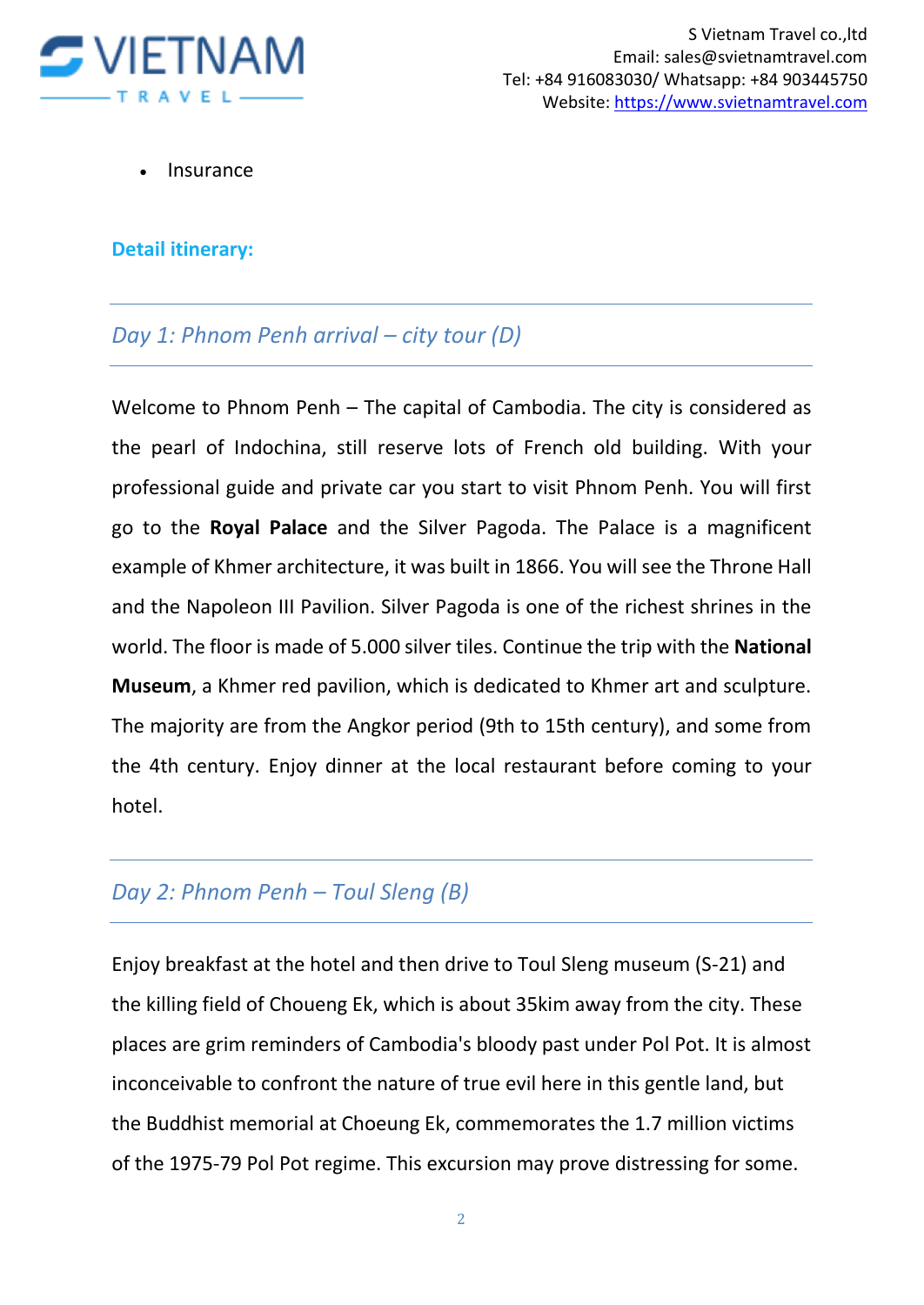- Insurance

**Detail itinerary:**

## *Day 1: Phnom Penh arrival – city tour (D)*

Welcome to Phnom Penh – The capital of Cambodia. The city is considered as the pearl of Indochina, still reserve lots of French old building. With your professional guide and private car you start to visit Phnom Penh. You will first go to the **Royal Palace** and the Silver Pagoda. The Palace is a magnificent example of Khmer architecture, it was built in 1866. You will see the Throne Hall and the Napoleon III Pavilion. Silver Pagoda is one of the richest shrines in the world. The floor is made of 5.000 silver tiles. Continue the trip with the **National Museum**, a Khmer red pavilion, which is dedicated to Khmer art and sculpture. The majority are from the Angkor period (9th to 15th century), and some from the 4th century. Enjoy dinner at the local restaurant before coming to your hotel.

## *Day 2: Phnom Penh – Toul Sleng (B)*

Enjoy breakfast at the hotel and then drive to Toul Sleng museum (S-21) and the killing field of Choueng Ek, which is about 35kim away from the city. These places are grim reminders of Cambodia's bloody past under Pol Pot. It is almost inconceivable to confront the nature of true evil here in this gentle land, but the Buddhist memorial at Choeung Ek, commemorates the 1.7 million victims of the 1975-79 Pol Pot regime. This excursion may prove distressing for some.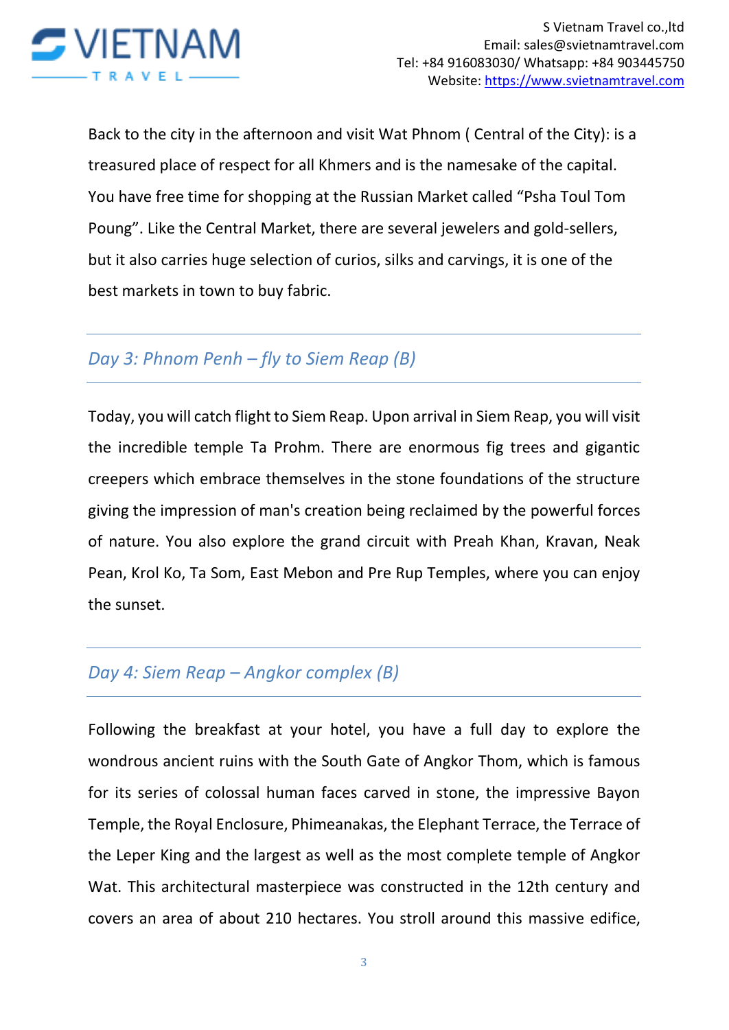Back to the city in the afternoon and visit Wat Phnom ( Central of the City): is a treasured place of respect for all Khmers and is the namesake of the capital. You have free time for shopping at the Russian Market called "Psha Toul Tom Poung". Like the Central Market, there are several jewelers and gold-sellers, but it also carries huge selection of curios, silks and carvings, it is one of the best markets in town to buy fabric.

## *Day 3: Phnom Penh – fly to Siem Reap (B)*

Today, you will catch flight to Siem Reap. Upon arrival in Siem Reap, you will visit the incredible temple Ta Prohm. There are enormous fig trees and gigantic creepers which embrace themselves in the stone foundations of the structure giving the impression of man's creation being reclaimed by the powerful forces of nature. You also explore the grand circuit with Preah Khan, Kravan, Neak Pean, Krol Ko, Ta Som, East Mebon and Pre Rup Temples, where you can enjoy the sunset.

## *Day 4: Siem Reap – Angkor complex (B)*

Following the breakfast at your hotel, you have a full day to explore the wondrous ancient ruins with the South Gate of Angkor Thom, which is famous for its series of colossal human faces carved in stone, the impressive Bayon Temple, the Royal Enclosure, Phimeanakas, the Elephant Terrace, the Terrace of the Leper King and the largest as well as the most complete temple of Angkor Wat. This architectural masterpiece was constructed in the 12th century and covers an area of about 210 hectares. You stroll around this massive edifice,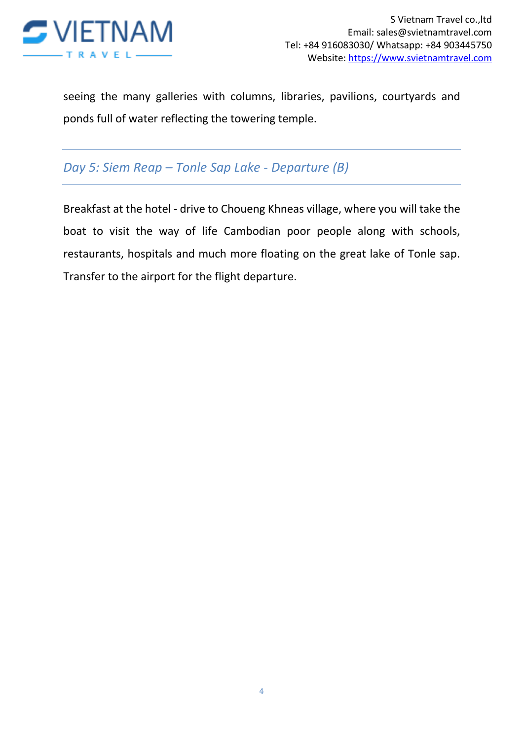seeing the many galleries with columns, libraries, pavilions, courtyards and ponds full of water reflecting the towering temple.

## *Day 5: Siem Reap – Tonle Sap Lake - Departure (B)*

Breakfast at the hotel - drive to Choueng Khneas village, where you will take the boat to visit the way of life Cambodian poor people along with schools, restaurants, hospitals and much more floating on the great lake of Tonle sap. Transfer to the airport for the flight departure.